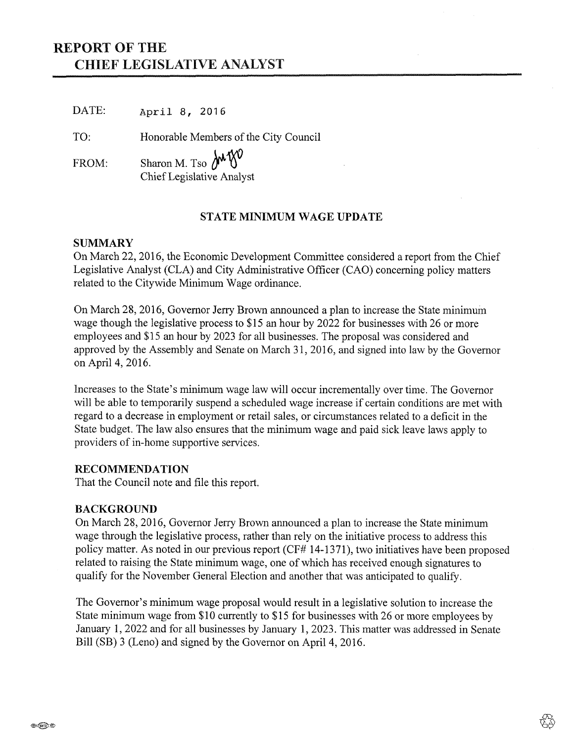# REPORT OF THE CHIEF LEGISLATIVE ANALYST

DATE: April 8, 2016

TO: Honorable Members of the City Council

FROM: Sharon M. Tso
Chief Legislative Analyst

## STATE MINIMUM WAGE UPDATE

### SUMMARY

On March 22, 2016, the Economic Development Committee considered a report from the Chief Legislative Analyst (CLA) and City Administrative Officer (CAO) concerning policy matters related to the Citywide Minimum Wage ordinance.

On March 28, 2016, Governor Jerry Brown announced a plan to increase the State minimum wage though the legislative process to $15 an hour by 2022 for businesses with 26 or more employees and $15 an hour by 2023 for all businesses. The proposal was considered and approved by the Assembly and Senate on March 31, 2016, and signed into law by the Governor on April 4, 2016.

Increases to the State's minimum wage law will occur incrementally over time. The Governor will be able to temporarily suspend a scheduled wage increase if certain conditions are met with regard to a decrease in employment or retail sales, or circumstances related to a deficit in the State budget. The law also ensures that the minimum wage and paid sick leave laws apply to providers of in-home supportive services.

### RECOMMENDATION

That the Council note and file this report.

### BACKGROUND

On March 28, 2016, Governor Jerry Brown announced a plan to increase the State minimum wage through the legislative process, rather than rely on the initiative process to address this policy matter. As noted in our previous report (CF# 14-1371), two initiatives have been proposed related to raising the State minimum wage, one of which has received enough signatures to qualify for the November General Election and another that was anticipated to qualify.

The Governor's minimum wage proposal would result in a legislative solution to increase the State minimum wage from $10 currently to $15 for businesses with 26 or more employees by January 1, 2022 and for all businesses by January 1, 2023. This matter was addressed in Senate Bill (SB) 3 (Leno) and signed by the Governor on April 4, 2016.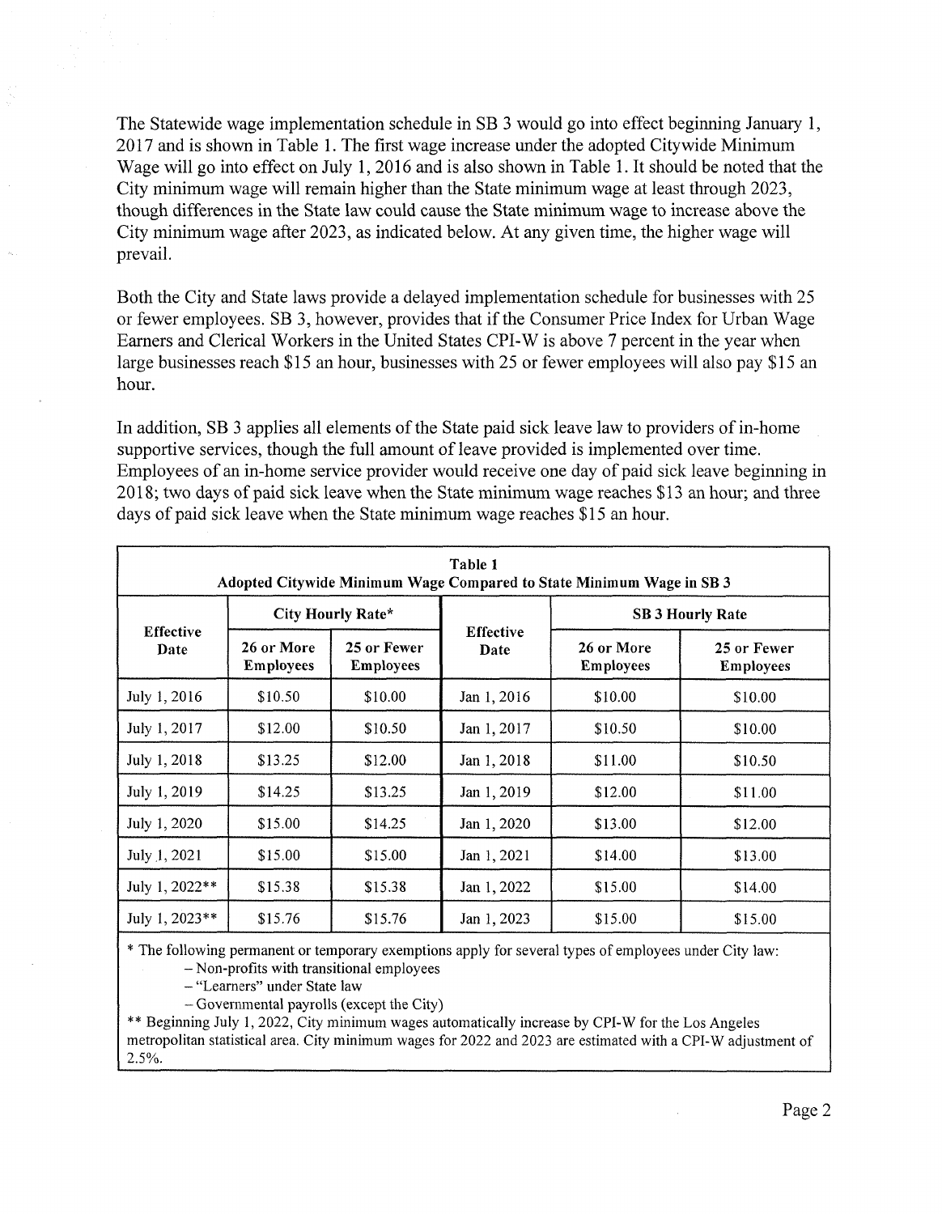The Statewide wage implementation schedule in SB 3 would go into effect beginning January 1, 2017 and is shown in Table 1. The first wage increase under the adopted Citywide Minimum Wage will go into effect on July 1, 2016 and is also shown in Table 1. It should be noted that the City minimum wage will remain higher than the State minimum wage at least through 2023, though differences in the State law could cause the State minimum wage to increase above the City minimum wage after 2023, as indicated below. At any given time, the higher wage will prevail.

Both the City and State laws provide a delayed implementation schedule for businesses with 25 or fewer employees. SB 3, however, provides that if the Consumer Price Index for Urban Wage Earners and Clerical Workers in the United States CPI-W is above 7 percent in the year when large businesses reach $15 an hour, businesses with 25 or fewer employees will also pay $15 an hour.

In addition, SB 3 applies all elements of the State paid sick leave law to providers of in-home supportive services, though the full amount of leave provided is implemented over time. Employees of an in-home service provider would receive one day of paid sick leave beginning in 2018; two days of paid sick leave when the State minimum wage reaches $13 an hour; and three days of paid sick leave when the State minimum wage reaches $15 an hour.

**Table 1**
**Adopted Citywide Minimum Wage Compared to State Minimum Wage in SB 3**

| Effective Date | City Hourly Rate* | | Effective Date | SB 3 Hourly Rate | |
|---|---|---|---|---|---|
| | 26 or More Employees | 25 or Fewer Employees | | 26 or More Employees | 25 or Fewer Employees |
| July 1, 2016 | $10.50 | $10.00 | Jan 1, 2016 | $10.00 | $10.00 |
| July 1, 2017 | $12.00 | $10.50 | Jan 1, 2017 | $10.50 | $10.00 |
| July 1, 2018 | $13.25 | $12.00 | Jan 1, 2018 | $11.00 | $10.50 |
| July 1, 2019 | $14.25 | $13.25 | Jan 1, 2019 | $12.00 | $11.00 |
| July 1, 2020 | $15.00 | $14.25 | Jan 1, 2020 | $13.00 | $12.00 |
| July 1, 2021 | $15.00 | $15.00 | Jan 1, 2021 | $14.00 | $13.00 |
| July 1, 2022** | $15.38 | $15.38 | Jan 1, 2022 | $15.00 | $14.00 |
| July 1, 2023** | $15.76 | $15.76 | Jan 1, 2023 | $15.00 | $15.00 |

\* The following permanent or temporary exemptions apply for several types of employees under City law:

- Non-profits with transitional employees
- "Learners" under State law
- Governmental payrolls (except the City)

** Beginning July 1, 2022, City minimum wages automatically increase by CPI-W for the Los Angeles metropolitan statistical area. City minimum wages for 2022 and 2023 are estimated with a CPI-W adjustment of 2.5%.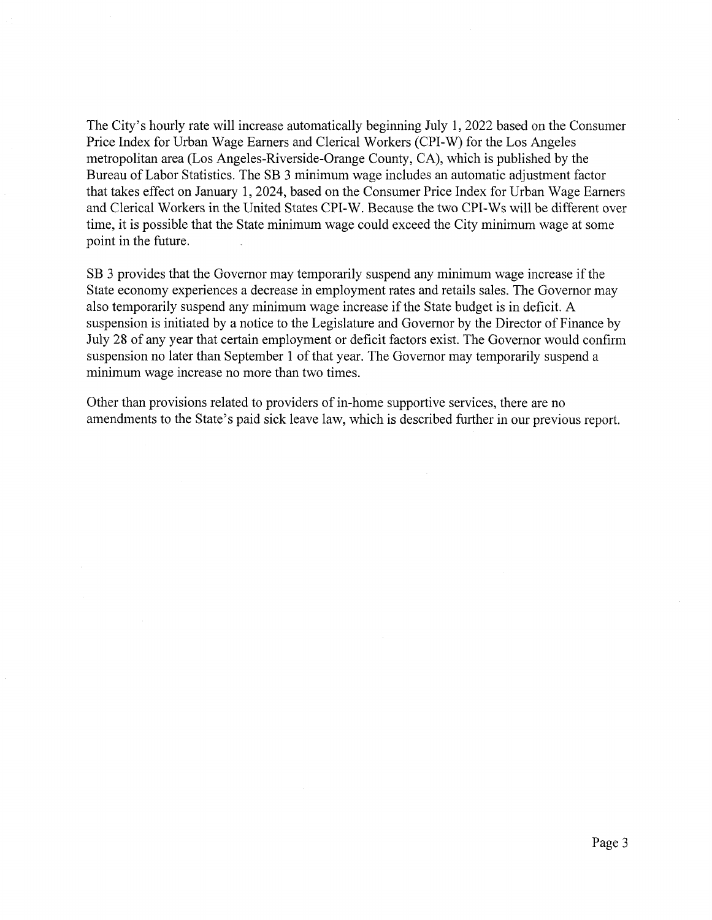The City's hourly rate will increase automatically beginning July 1, 2022 based on the Consumer Price Index for Urban Wage Earners and Clerical Workers (CPI-W) for the Los Angeles metropolitan area (Los Angeles-Riverside-Orange County, CA), which is published by the Bureau of Labor Statistics. The SB 3 minimum wage includes an automatic adjustment factor that takes effect on January 1, 2024, based on the Consumer Price Index for Urban Wage Earners and Clerical Workers in the United States CPI-W. Because the two CPI-Ws will be different over time, it is possible that the State minimum wage could exceed the City minimum wage at some point in the future.

SB 3 provides that the Governor may temporarily suspend any minimum wage increase if the State economy experiences a decrease in employment rates and retails sales. The Governor may also temporarily suspend any minimum wage increase if the State budget is in deficit. A suspension is initiated by a notice to the Legislature and Governor by the Director of Finance by July 28 of any year that certain employment or deficit factors exist. The Governor would confirm suspension no later than September 1 of that year. The Governor may temporarily suspend a minimum wage increase no more than two times.

Other than provisions related to providers of in-home supportive services, there are no amendments to the State's paid sick leave law, which is described further in our previous report.